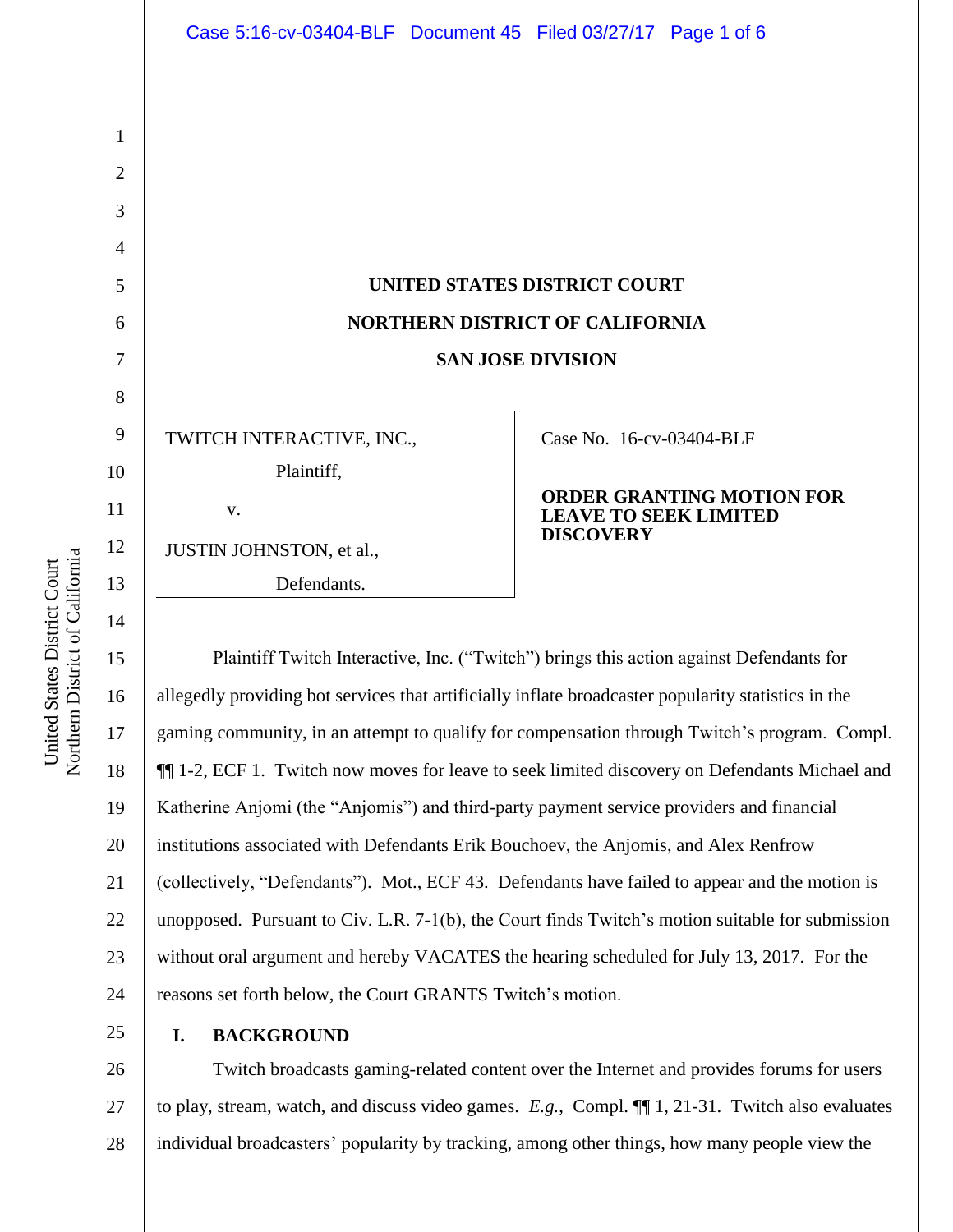UNITED STATES DISTRICT COURT

NORTHERN DISTRICT OF CALIFORNIA

SAN JOSE DIVISION

TWITCH INTERACTIVE, INC.,

Plaintiff,

v.

JUSTIN JOHNSTON, et al.,

Defendants.

Case No. 16-cv-03404-BLF

**ORDER GRANTING MOTION FOR LEAVE TO SEEK LIMITED DISCOVERY**

Plaintiff Twitch Interactive, Inc. ("Twitch") brings this action against Defendants for allegedly providing bot services that artificially inflate broadcaster popularity statistics in the gaming community, in an attempt to qualify for compensation through Twitch's program. Compl. ¶¶ 1-2, ECF 1. Twitch now moves for leave to seek limited discovery on Defendants Michael and Katherine Anjomi (the "Anjomis") and third-party payment service providers and financial institutions associated with Defendants Erik Bouchoev, the Anjomis, and Alex Renfrow (collectively, "Defendants"). Mot., ECF 43. Defendants have failed to appear and the motion is unopposed. Pursuant to Civ. L.R. 7-1(b), the Court finds Twitch's motion suitable for submission without oral argument and hereby VACATES the hearing scheduled for July 13, 2017. For the reasons set forth below, the Court GRANTS Twitch's motion.

## I. BACKGROUND

Twitch broadcasts gaming-related content over the Internet and provides forums for users to play, stream, watch, and discuss video games. *E.g.*, Compl. ¶¶ 1, 21-31. Twitch also evaluates individual broadcasters' popularity by tracking, among other things, how many people view the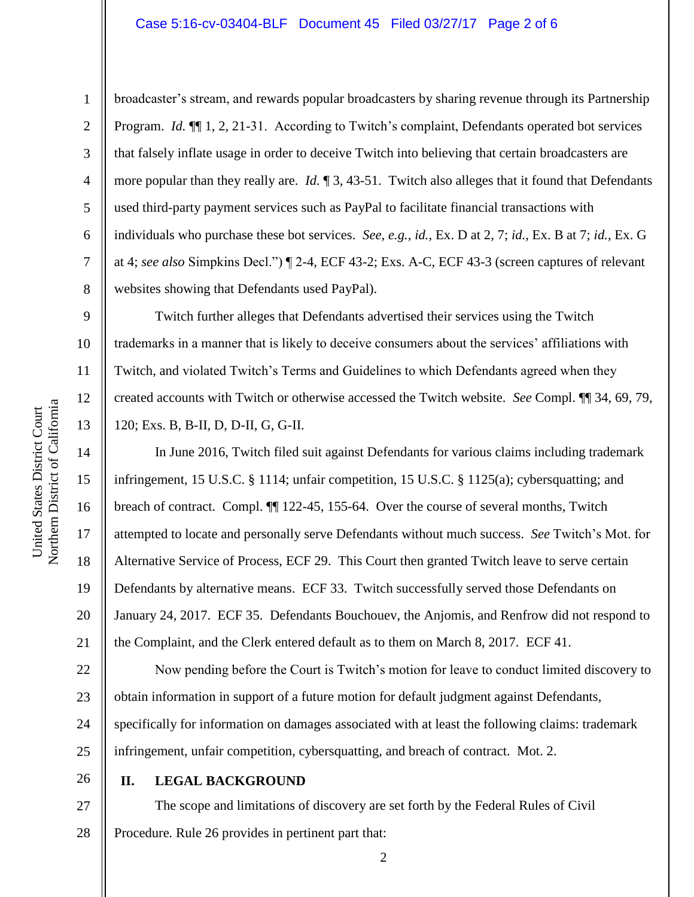broadcaster's stream, and rewards popular broadcasters by sharing revenue through its Partnership Program. *Id.* ¶¶ 1, 2, 21-31. According to Twitch's complaint, Defendants operated bot services that falsely inflate usage in order to deceive Twitch into believing that certain broadcasters are more popular than they really are. *Id.* ¶ 3, 43-51. Twitch also alleges that it found that Defendants used third-party payment services such as PayPal to facilitate financial transactions with individuals who purchase these bot services. *See, e.g.*, *id.*, Ex. D at 2, 7; *id.*, Ex. B at 7; *id.*, Ex. G at 4; *see also* Simpkins Decl.") ¶ 2-4, ECF 43-2; Exs. A-C, ECF 43-3 (screen captures of relevant websites showing that Defendants used PayPal).

Twitch further alleges that Defendants advertised their services using the Twitch trademarks in a manner that is likely to deceive consumers about the services' affiliations with Twitch, and violated Twitch's Terms and Guidelines to which Defendants agreed when they created accounts with Twitch or otherwise accessed the Twitch website. *See* Compl. ¶¶ 34, 69, 79, 120; Exs. B, B-II, D, D-II, G, G-II.

In June 2016, Twitch filed suit against Defendants for various claims including trademark infringement, 15 U.S.C. § 1114; unfair competition, 15 U.S.C. § 1125(a); cybersquatting; and breach of contract. Compl. ¶¶ 122-45, 155-64. Over the course of several months, Twitch attempted to locate and personally serve Defendants without much success. *See* Twitch's Mot. for Alternative Service of Process, ECF 29. This Court then granted Twitch leave to serve certain Defendants by alternative means. ECF 33. Twitch successfully served those Defendants on January 24, 2017. ECF 35. Defendants Bouchouev, the Anjomis, and Renfrow did not respond to the Complaint, and the Clerk entered default as to them on March 8, 2017. ECF 41.

Now pending before the Court is Twitch's motion for leave to conduct limited discovery to obtain information in support of a future motion for default judgment against Defendants, specifically for information on damages associated with at least the following claims: trademark infringement, unfair competition, cybersquatting, and breach of contract. Mot. 2.

## II. LEGAL BACKGROUND

The scope and limitations of discovery are set forth by the Federal Rules of Civil Procedure. Rule 26 provides in pertinent part that: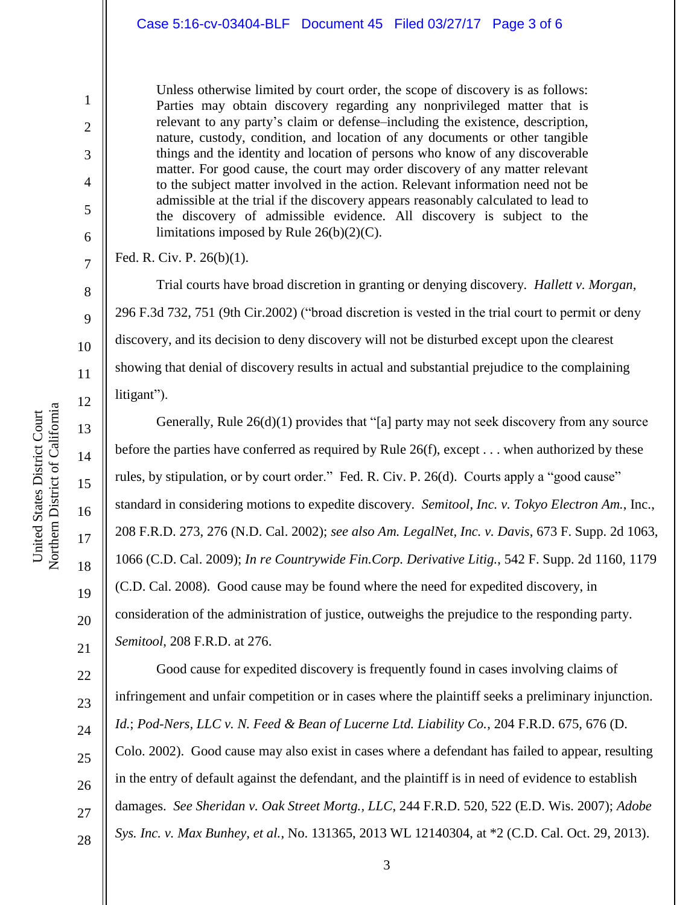> Unless otherwise limited by court order, the scope of discovery is as follows: Parties may obtain discovery regarding any nonprivileged matter that is relevant to any party's claim or defense–including the existence, description, nature, custody, condition, and location of any documents or other tangible things and the identity and location of persons who know of any discoverable matter. For good cause, the court may order discovery of any matter relevant to the subject matter involved in the action. Relevant information need not be admissible at the trial if the discovery appears reasonably calculated to lead to the discovery of admissible evidence. All discovery is subject to the limitations imposed by Rule 26(b)(2)(C).

Fed. R. Civ. P. 26(b)(1).

Trial courts have broad discretion in granting or denying discovery. *Hallett v. Morgan*, 296 F.3d 732, 751 (9th Cir.2002) ("broad discretion is vested in the trial court to permit or deny discovery, and its decision to deny discovery will not be disturbed except upon the clearest showing that denial of discovery results in actual and substantial prejudice to the complaining litigant").

Generally, Rule 26(d)(1) provides that "[a] party may not seek discovery from any source before the parties have conferred as required by Rule 26(f), except . . . when authorized by these rules, by stipulation, or by court order." Fed. R. Civ. P. 26(d). Courts apply a "good cause" standard in considering motions to expedite discovery. *Semitool, Inc. v. Tokyo Electron Am.*, Inc., 208 F.R.D. 273, 276 (N.D. Cal. 2002); *see also Am. LegalNet, Inc. v. Davis*, 673 F. Supp. 2d 1063, 1066 (C.D. Cal. 2009); *In re Countrywide Fin.Corp. Derivative Litig.*, 542 F. Supp. 2d 1160, 1179 (C.D. Cal. 2008). Good cause may be found where the need for expedited discovery, in consideration of the administration of justice, outweighs the prejudice to the responding party. *Semitool*, 208 F.R.D. at 276.

Good cause for expedited discovery is frequently found in cases involving claims of infringement and unfair competition or in cases where the plaintiff seeks a preliminary injunction. *Id.*; *Pod-Ners, LLC v. N. Feed & Bean of Lucerne Ltd. Liability Co.*, 204 F.R.D. 675, 676 (D. Colo. 2002). Good cause may also exist in cases where a defendant has failed to appear, resulting in the entry of default against the defendant, and the plaintiff is in need of evidence to establish damages. *See Sheridan v. Oak Street Mortg., LLC*, 244 F.R.D. 520, 522 (E.D. Wis. 2007); *Adobe Sys. Inc. v. Max Bunhey, et al.*, No. 131365, 2013 WL 12140304, at *2 (C.D. Cal. Oct. 29, 2013).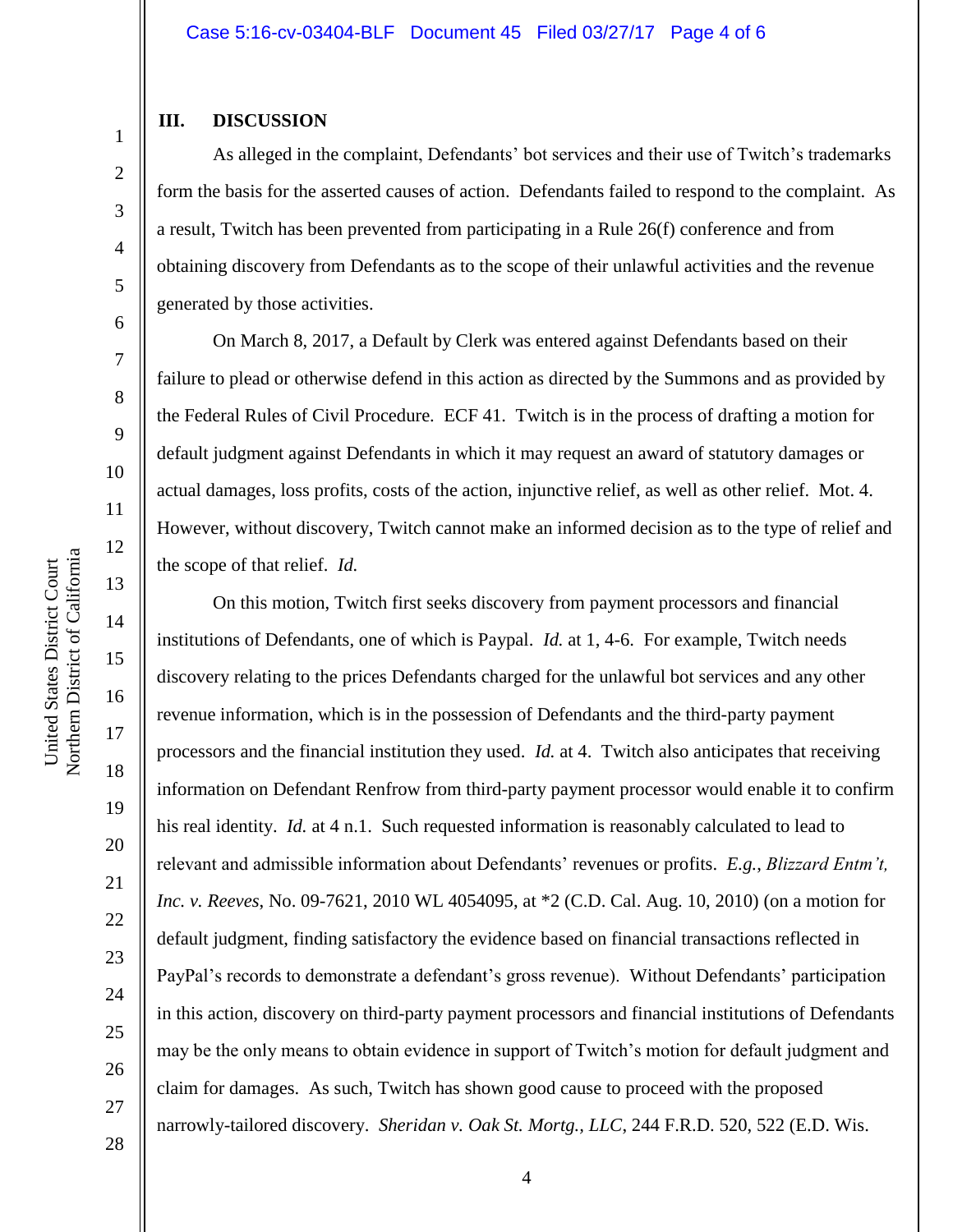## III. DISCUSSION

As alleged in the complaint, Defendants' bot services and their use of Twitch's trademarks form the basis for the asserted causes of action. Defendants failed to respond to the complaint. As a result, Twitch has been prevented from participating in a Rule 26(f) conference and from obtaining discovery from Defendants as to the scope of their unlawful activities and the revenue generated by those activities.

On March 8, 2017, a Default by Clerk was entered against Defendants based on their failure to plead or otherwise defend in this action as directed by the Summons and as provided by the Federal Rules of Civil Procedure. ECF 41. Twitch is in the process of drafting a motion for default judgment against Defendants in which it may request an award of statutory damages or actual damages, loss profits, costs of the action, injunctive relief, as well as other relief. Mot. 4. However, without discovery, Twitch cannot make an informed decision as to the type of relief and the scope of that relief. *Id.*

On this motion, Twitch first seeks discovery from payment processors and financial institutions of Defendants, one of which is Paypal. *Id.* at 1, 4-6. For example, Twitch needs discovery relating to the prices Defendants charged for the unlawful bot services and any other revenue information, which is in the possession of Defendants and the third-party payment processors and the financial institution they used. *Id.* at 4. Twitch also anticipates that receiving information on Defendant Renfrow from third-party payment processor would enable it to confirm his real identity. *Id.* at 4 n.1. Such requested information is reasonably calculated to lead to relevant and admissible information about Defendants' revenues or profits. *E.g.*, *Blizzard Entm't, Inc. v. Reeves*, No. 09-7621, 2010 WL 4054095, at *2 (C.D. Cal. Aug. 10, 2010) (on a motion for default judgment, finding satisfactory the evidence based on financial transactions reflected in PayPal's records to demonstrate a defendant's gross revenue). Without Defendants' participation in this action, discovery on third-party payment processors and financial institutions of Defendants may be the only means to obtain evidence in support of Twitch's motion for default judgment and claim for damages. As such, Twitch has shown good cause to proceed with the proposed narrowly-tailored discovery. *Sheridan v. Oak St. Mortg., LLC*, 244 F.R.D. 520, 522 (E.D. Wis.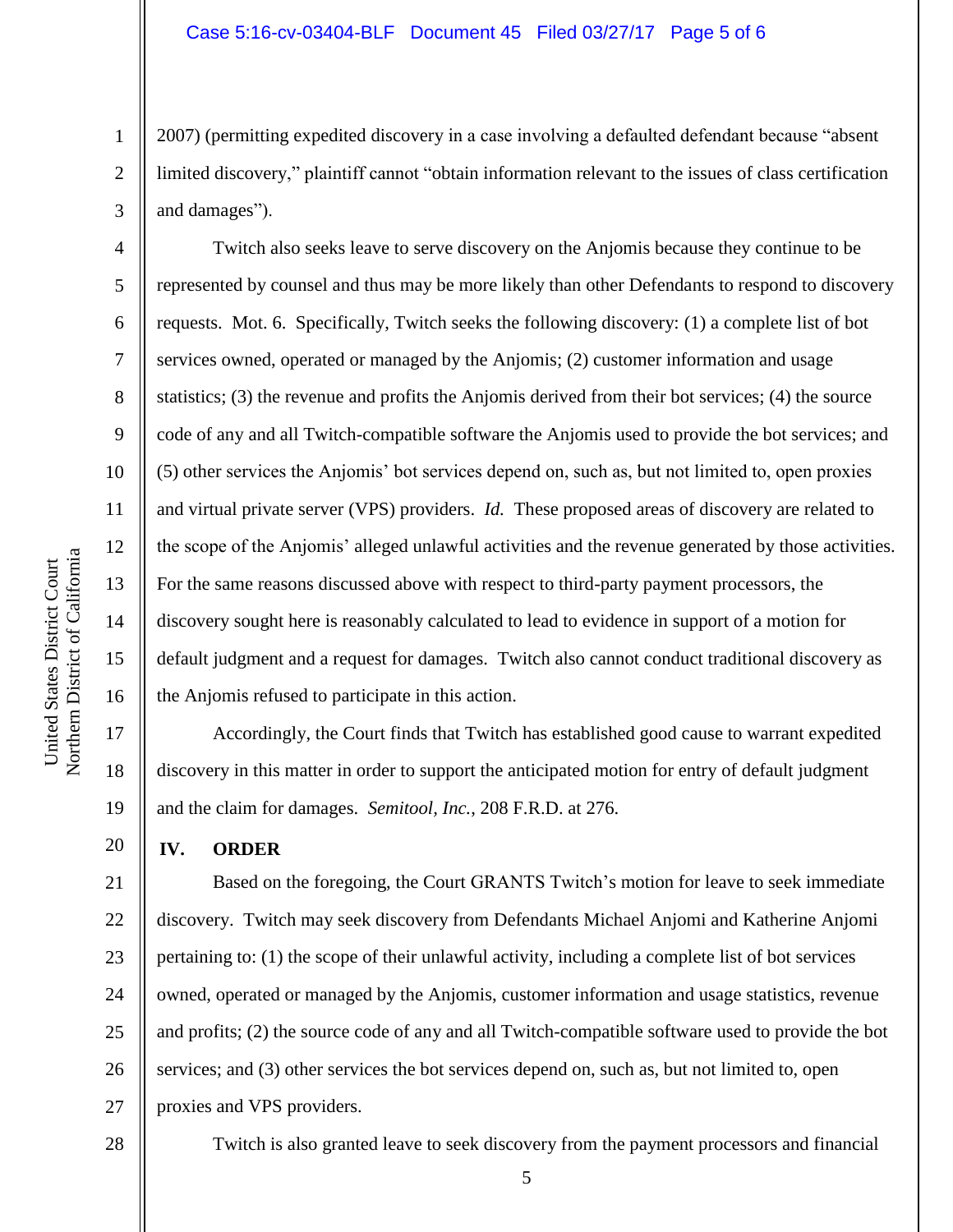2007) (permitting expedited discovery in a case involving a defaulted defendant because "absent limited discovery," plaintiff cannot "obtain information relevant to the issues of class certification and damages").

Twitch also seeks leave to serve discovery on the Anjomis because they continue to be represented by counsel and thus may be more likely than other Defendants to respond to discovery requests. Mot. 6. Specifically, Twitch seeks the following discovery: (1) a complete list of bot services owned, operated or managed by the Anjomis; (2) customer information and usage statistics; (3) the revenue and profits the Anjomis derived from their bot services; (4) the source code of any and all Twitch-compatible software the Anjomis used to provide the bot services; and (5) other services the Anjomis' bot services depend on, such as, but not limited to, open proxies and virtual private server (VPS) providers. *Id.* These proposed areas of discovery are related to the scope of the Anjomis' alleged unlawful activities and the revenue generated by those activities. For the same reasons discussed above with respect to third-party payment processors, the discovery sought here is reasonably calculated to lead to evidence in support of a motion for default judgment and a request for damages. Twitch also cannot conduct traditional discovery as the Anjomis refused to participate in this action.

Accordingly, the Court finds that Twitch has established good cause to warrant expedited discovery in this matter in order to support the anticipated motion for entry of default judgment and the claim for damages. *Semitool, Inc.*, 208 F.R.D. at 276.

## IV. ORDER

Based on the foregoing, the Court GRANTS Twitch's motion for leave to seek immediate discovery. Twitch may seek discovery from Defendants Michael Anjomi and Katherine Anjomi pertaining to: (1) the scope of their unlawful activity, including a complete list of bot services owned, operated or managed by the Anjomis, customer information and usage statistics, revenue and profits; (2) the source code of any and all Twitch-compatible software used to provide the bot services; and (3) other services the bot services depend on, such as, but not limited to, open proxies and VPS providers.

Twitch is also granted leave to seek discovery from the payment processors and financial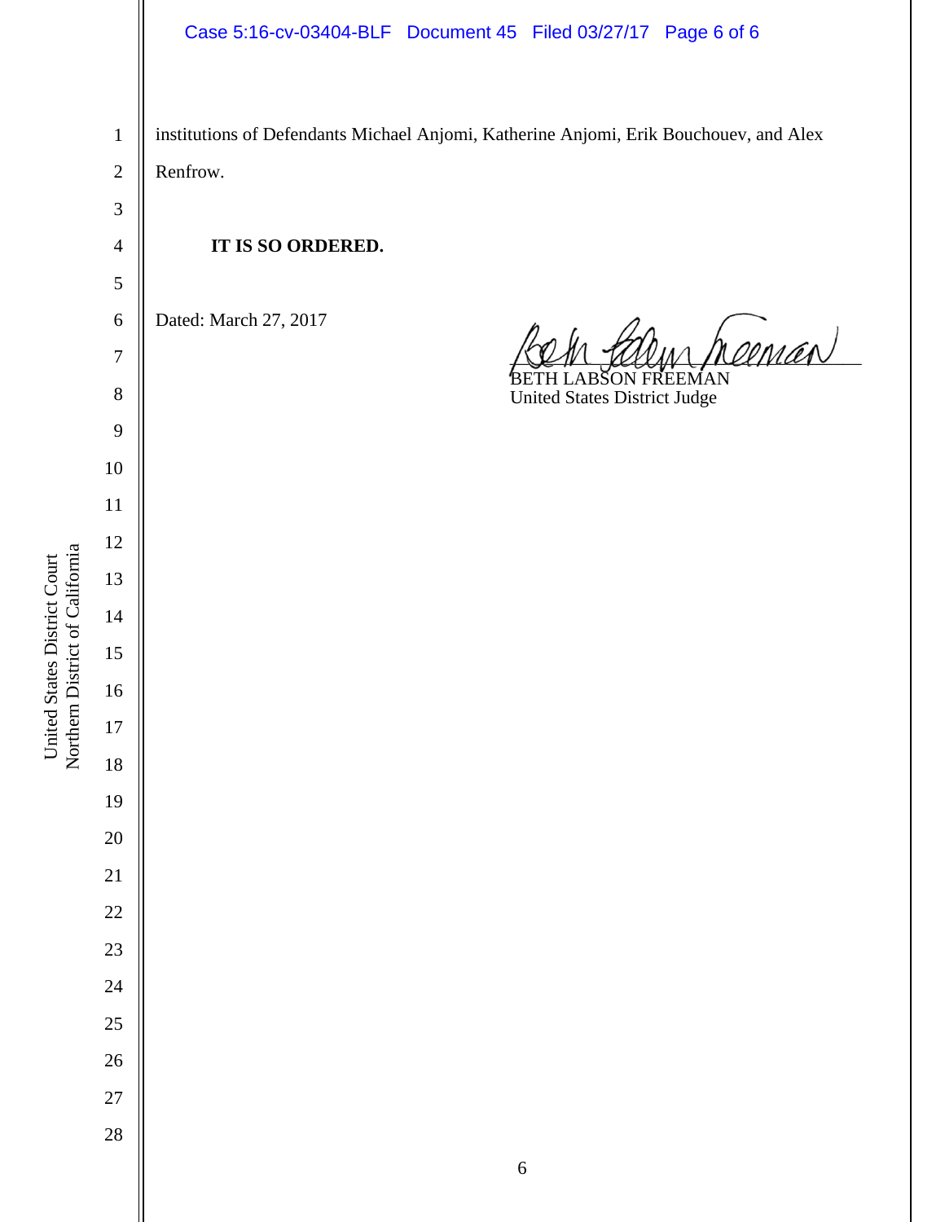institutions of Defendants Michael Anjomi, Katherine Anjomi, Erik Bouchouev, and Alex Renfrow.

**IT IS SO ORDERED.**

Dated: March 27, 2017

BETH LABSON FREEMAN
United States District Judge